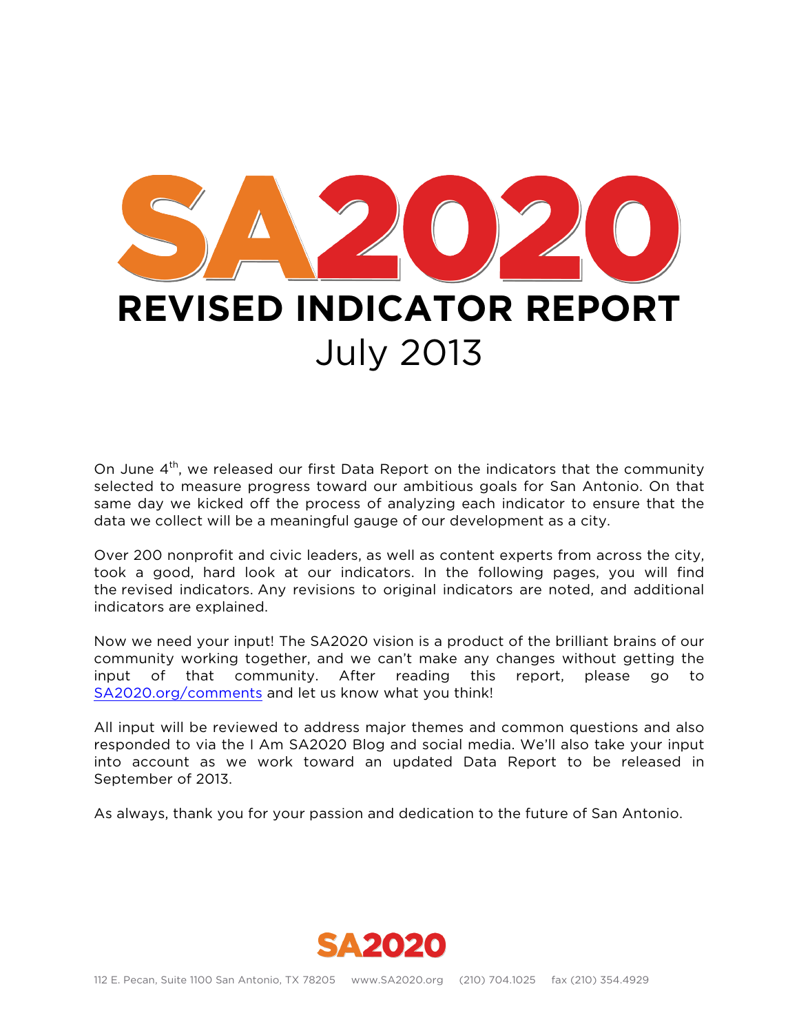# SA2020

# REVISED INDICATOR REPORT

## July 2013

On June 4th, we released our first Data Report on the indicators that the community selected to measure progress toward our ambitious goals for San Antonio. On that same day we kicked off the process of analyzing each indicator to ensure that the data we collect will be a meaningful gauge of our development as a city.

Over 200 nonprofit and civic leaders, as well as content experts from across the city, took a good, hard look at our indicators. In the following pages, you will find the revised indicators. Any revisions to original indicators are noted, and additional indicators are explained.

Now we need your input! The SA2020 vision is a product of the brilliant brains of our community working together, and we can't make any changes without getting the input of that community. After reading this report, please go to SA2020.org/comments and let us know what you think!

All input will be reviewed to address major themes and common questions and also responded to via the I Am SA2020 Blog and social media. We'll also take your input into account as we work toward an updated Data Report to be released in September of 2013.

As always, thank you for your passion and dedication to the future of San Antonio.

SA2020

112 E. Pecan, Suite 1100 San Antonio, TX 78205    www.SA2020.org    (210) 704.1025    fax (210) 354.4929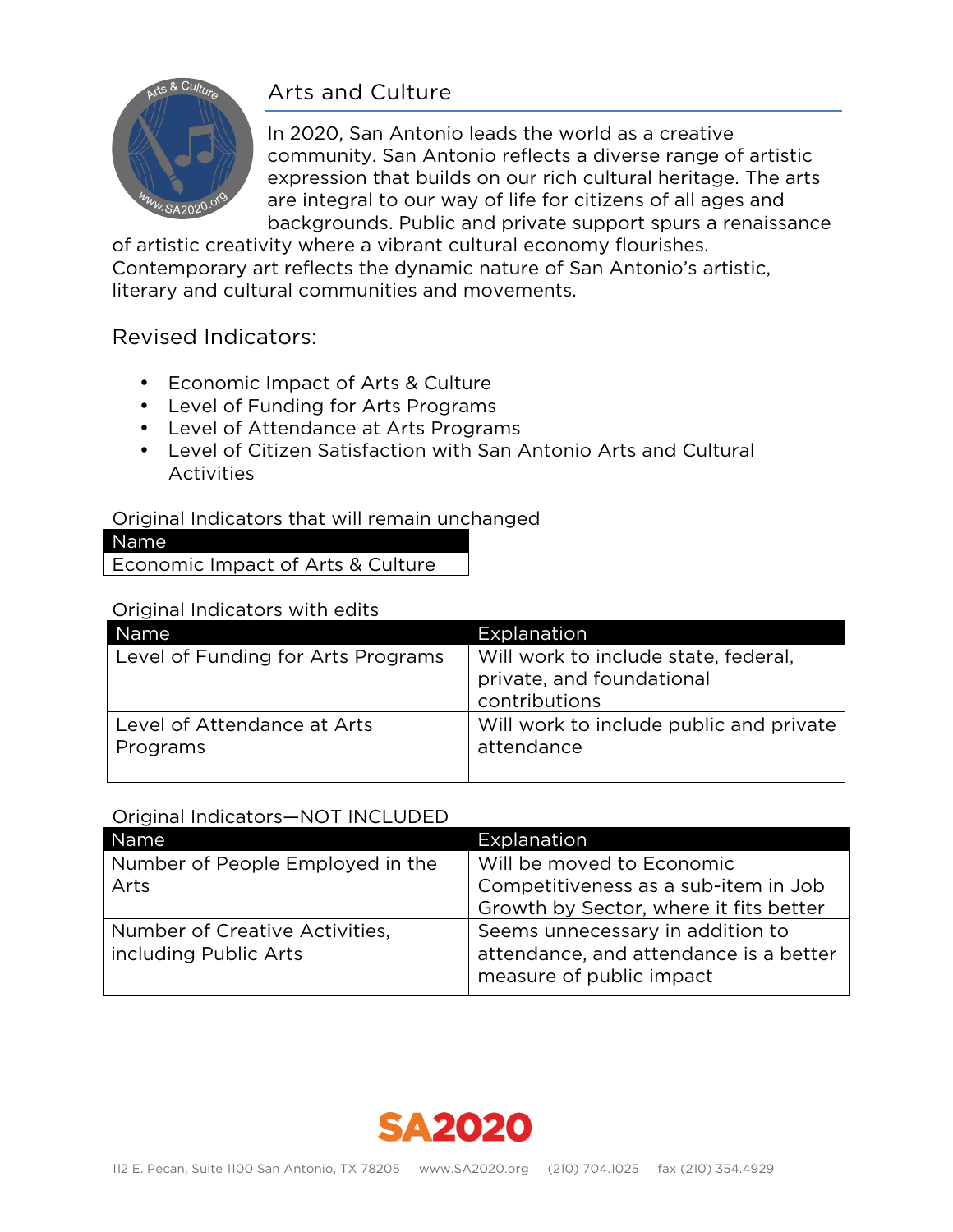## Arts and Culture

In 2020, San Antonio leads the world as a creative community. San Antonio reflects a diverse range of artistic expression that builds on our rich cultural heritage. The arts are integral to our way of life for citizens of all ages and backgrounds. Public and private support spurs a renaissance of artistic creativity where a vibrant cultural economy flourishes. Contemporary art reflects the dynamic nature of San Antonio's artistic, literary and cultural communities and movements.

### Revised Indicators:

- Economic Impact of Arts & Culture
- Level of Funding for Arts Programs
- Level of Attendance at Arts Programs
- Level of Citizen Satisfaction with San Antonio Arts and Cultural Activities

Original Indicators that will remain unchanged

| Name |
|---|
| Economic Impact of Arts & Culture |

Original Indicators with edits

| Name | Explanation |
|---|---|
| Level of Funding for Arts Programs | Will work to include state, federal, private, and foundational contributions |
| Level of Attendance at Arts Programs | Will work to include public and private attendance |

Original Indicators—NOT INCLUDED

| Name | Explanation |
|---|---|
| Number of People Employed in the Arts | Will be moved to Economic Competitiveness as a sub-item in Job Growth by Sector, where it fits better |
| Number of Creative Activities, including Public Arts | Seems unnecessary in addition to attendance, and attendance is a better measure of public impact |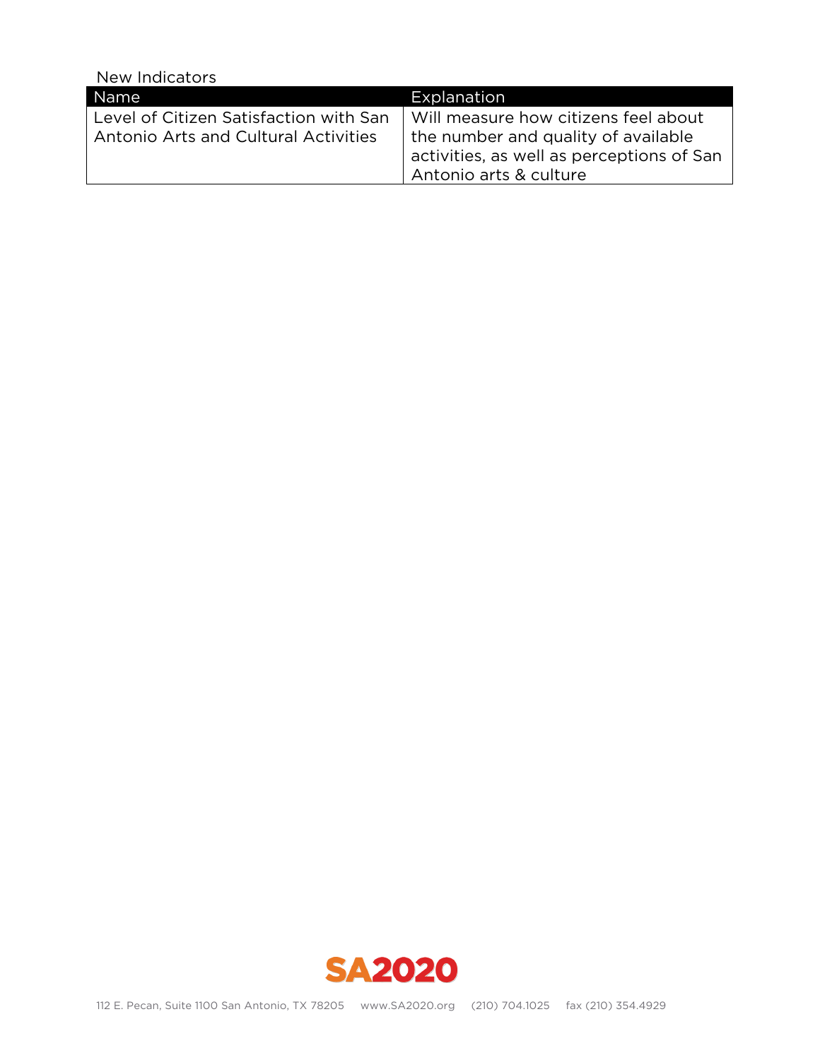New Indicators

| Name | Explanation |
| --- | --- |
| Level of Citizen Satisfaction with San Antonio Arts and Cultural Activities | Will measure how citizens feel about the number and quality of available activities, as well as perceptions of San Antonio arts & culture |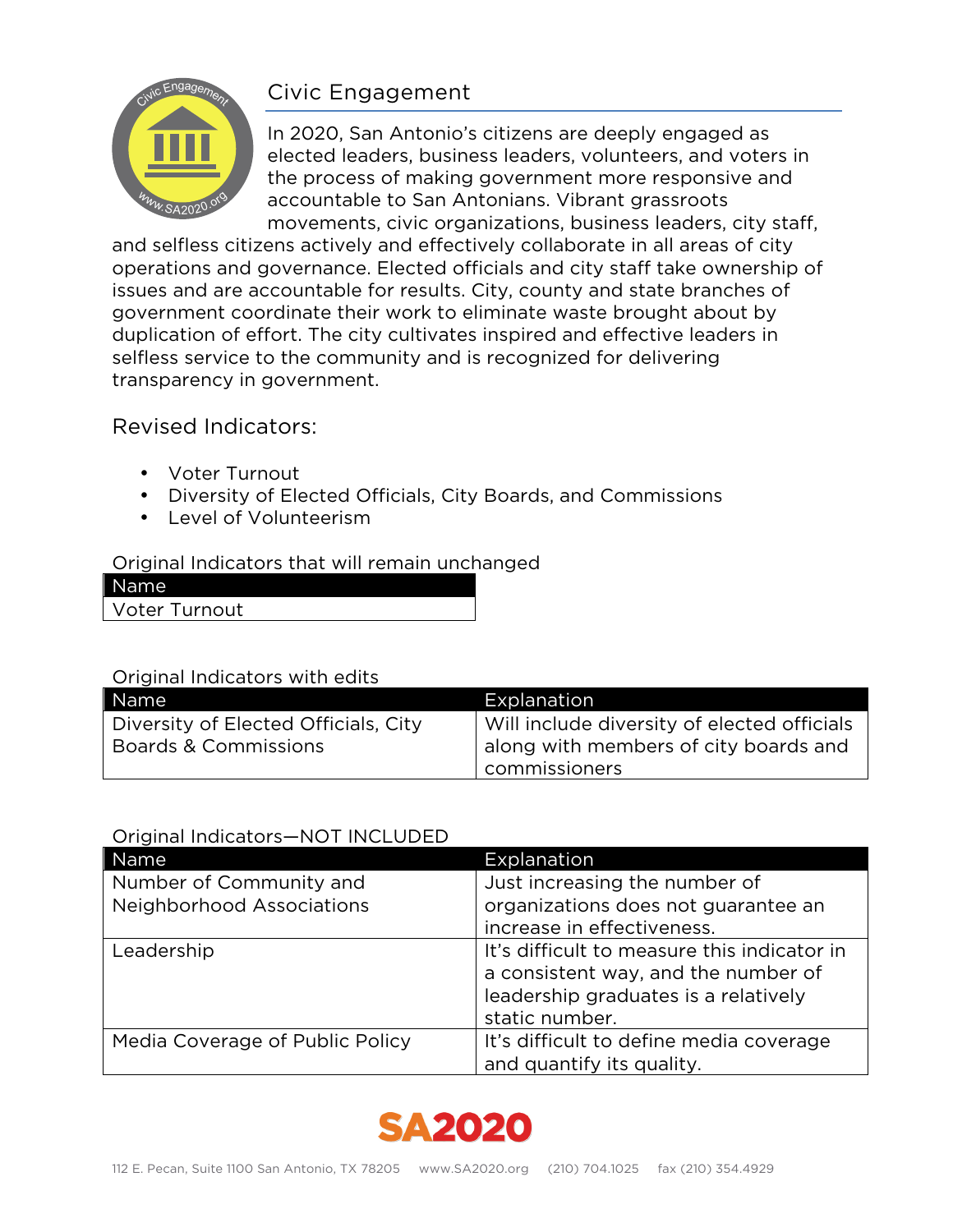# Civic Engagement

In 2020, San Antonio's citizens are deeply engaged as elected leaders, business leaders, volunteers, and voters in the process of making government more responsive and accountable to San Antonians. Vibrant grassroots movements, civic organizations, business leaders, city staff, and selfless citizens actively and effectively collaborate in all areas of city operations and governance. Elected officials and city staff take ownership of issues and are accountable for results. City, county and state branches of government coordinate their work to eliminate waste brought about by duplication of effort. The city cultivates inspired and effective leaders in selfless service to the community and is recognized for delivering transparency in government.

## Revised Indicators:

- Voter Turnout
- Diversity of Elected Officials, City Boards, and Commissions
- Level of Volunteerism

Original Indicators that will remain unchanged

| Name |
|---|
| Voter Turnout |

Original Indicators with edits

| Name | Explanation |
|---|---|
| Diversity of Elected Officials, City Boards & Commissions | Will include diversity of elected officials along with members of city boards and commissioners |

Original Indicators—NOT INCLUDED

| Name | Explanation |
|---|---|
| Number of Community and Neighborhood Associations | Just increasing the number of organizations does not guarantee an increase in effectiveness. |
| Leadership | It's difficult to measure this indicator in a consistent way, and the number of leadership graduates is a relatively static number. |
| Media Coverage of Public Policy | It's difficult to define media coverage and quantify its quality. |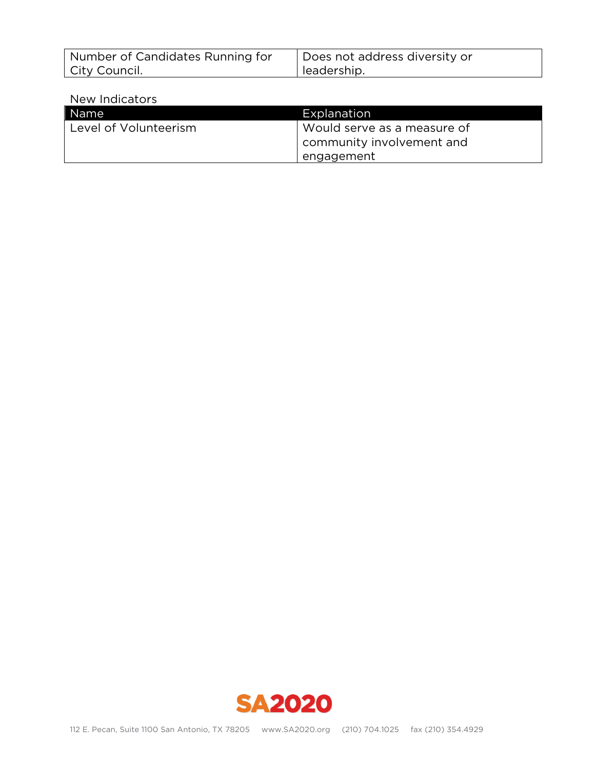| | |
|---|---|
| Number of Candidates Running for City Council. | Does not address diversity or leadership. |

New Indicators

| Name | Explanation |
|---|---|
| Level of Volunteerism | Would serve as a measure of community involvement and engagement |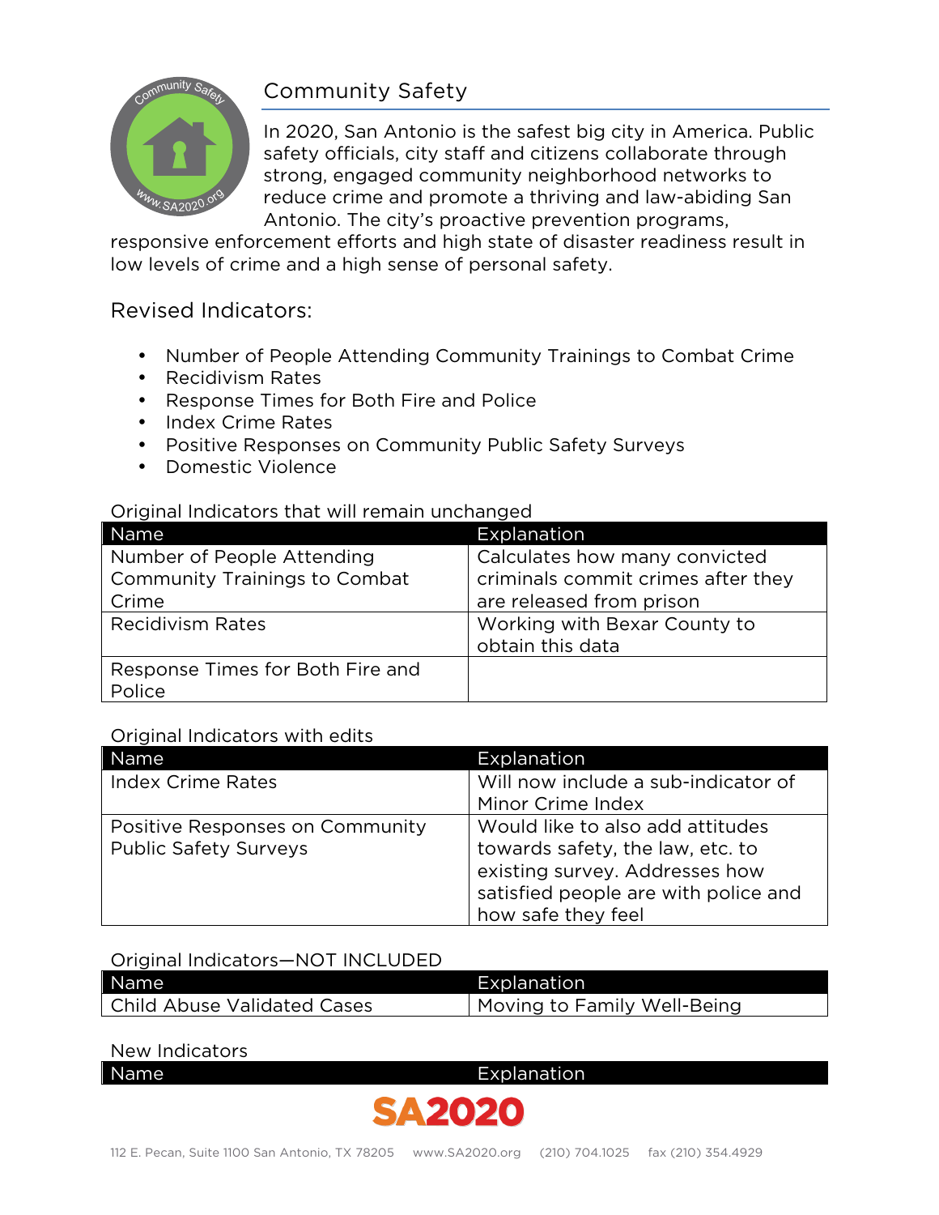## Community Safety

In 2020, San Antonio is the safest big city in America. Public safety officials, city staff and citizens collaborate through strong, engaged community neighborhood networks to reduce crime and promote a thriving and law-abiding San Antonio. The city's proactive prevention programs, responsive enforcement efforts and high state of disaster readiness result in low levels of crime and a high sense of personal safety.

### Revised Indicators:

- Number of People Attending Community Trainings to Combat Crime
- Recidivism Rates
- Response Times for Both Fire and Police
- Index Crime Rates
- Positive Responses on Community Public Safety Surveys
- Domestic Violence

Original Indicators that will remain unchanged

| Name | Explanation |
|---|---|
| Number of People Attending Community Trainings to Combat Crime | Calculates how many convicted criminals commit crimes after they are released from prison |
| Recidivism Rates | Working with Bexar County to obtain this data |
| Response Times for Both Fire and Police | |

Original Indicators with edits

| Name | Explanation |
|---|---|
| Index Crime Rates | Will now include a sub-indicator of Minor Crime Index |
| Positive Responses on Community Public Safety Surveys | Would like to also add attitudes towards safety, the law, etc. to existing survey. Addresses how satisfied people are with police and how safe they feel |

Original Indicators—NOT INCLUDED

| Name | Explanation |
|---|---|
| Child Abuse Validated Cases | Moving to Family Well-Being |

New Indicators

| Name | Explanation |
|---|---|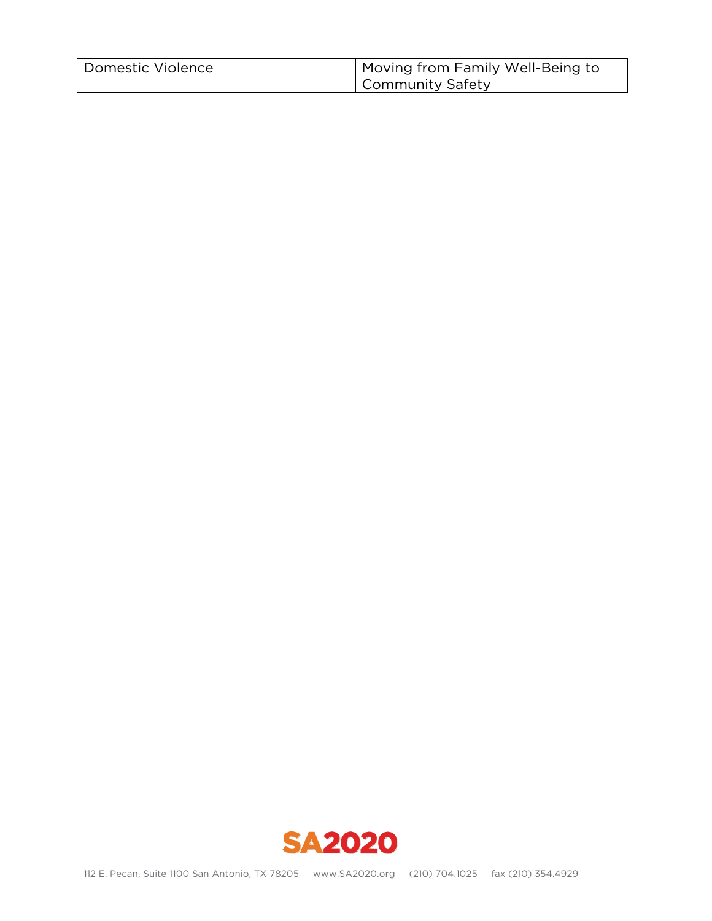| Domestic Violence | Moving from Family Well-Being to Community Safety |
|---|---|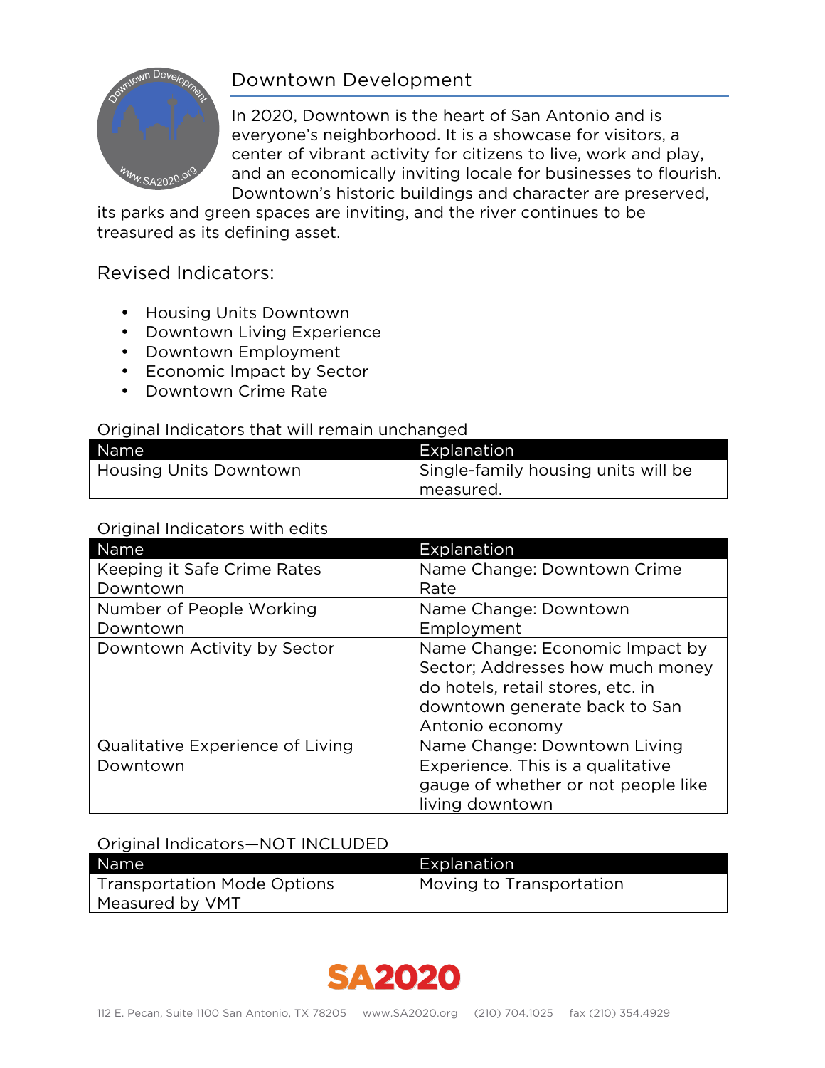## Downtown Development

In 2020, Downtown is the heart of San Antonio and is everyone's neighborhood. It is a showcase for visitors, a center of vibrant activity for citizens to live, work and play, and an economically inviting locale for businesses to flourish. Downtown's historic buildings and character are preserved, its parks and green spaces are inviting, and the river continues to be treasured as its defining asset.

### Revised Indicators:

- Housing Units Downtown
- Downtown Living Experience
- Downtown Employment
- Economic Impact by Sector
- Downtown Crime Rate

Original Indicators that will remain unchanged

| Name | Explanation |
|---|---|
| Housing Units Downtown | Single-family housing units will be measured. |

Original Indicators with edits

| Name | Explanation |
|---|---|
| Keeping it Safe Crime Rates Downtown | Name Change: Downtown Crime Rate |
| Number of People Working Downtown | Name Change: Downtown Employment |
| Downtown Activity by Sector | Name Change: Economic Impact by Sector; Addresses how much money do hotels, retail stores, etc. in downtown generate back to San Antonio economy |
| Qualitative Experience of Living Downtown | Name Change: Downtown Living Experience. This is a qualitative gauge of whether or not people like living downtown |

Original Indicators—NOT INCLUDED

| Name | Explanation |
|---|---|
| Transportation Mode Options Measured by VMT | Moving to Transportation |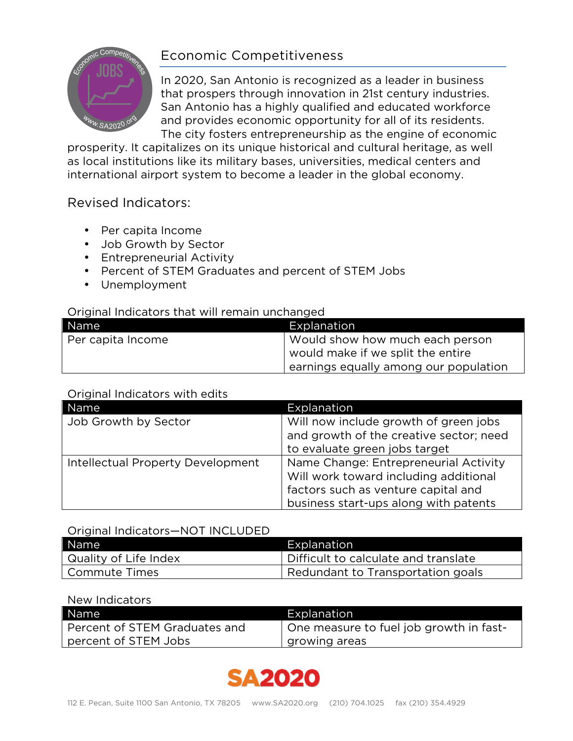# Economic Competitiveness

In 2020, San Antonio is recognized as a leader in business that prospers through innovation in 21st century industries. San Antonio has a highly qualified and educated workforce and provides economic opportunity for all of its residents. The city fosters entrepreneurship as the engine of economic prosperity. It capitalizes on its unique historical and cultural heritage, as well as local institutions like its military bases, universities, medical centers and international airport system to become a leader in the global economy.

## Revised Indicators:

- Per capita Income
- Job Growth by Sector
- Entrepreneurial Activity
- Percent of STEM Graduates and percent of STEM Jobs
- Unemployment

Original Indicators that will remain unchanged

| Name | Explanation |
|---|---|
| Per capita Income | Would show how much each person would make if we split the entire earnings equally among our population |

Original Indicators with edits

| Name | Explanation |
|---|---|
| Job Growth by Sector | Will now include growth of green jobs and growth of the creative sector; need to evaluate green jobs target |
| Intellectual Property Development | Name Change: Entrepreneurial Activity Will work toward including additional factors such as venture capital and business start-ups along with patents |

Original Indicators—NOT INCLUDED

| Name | Explanation |
|---|---|
| Quality of Life Index | Difficult to calculate and translate |
| Commute Times | Redundant to Transportation goals |

New Indicators

| Name | Explanation |
|---|---|
| Percent of STEM Graduates and percent of STEM Jobs | One measure to fuel job growth in fast-growing areas |

SA2020

112 E. Pecan, Suite 1100 San Antonio, TX 78205 www.SA2020.org (210) 704.1025 fax (210) 354.4929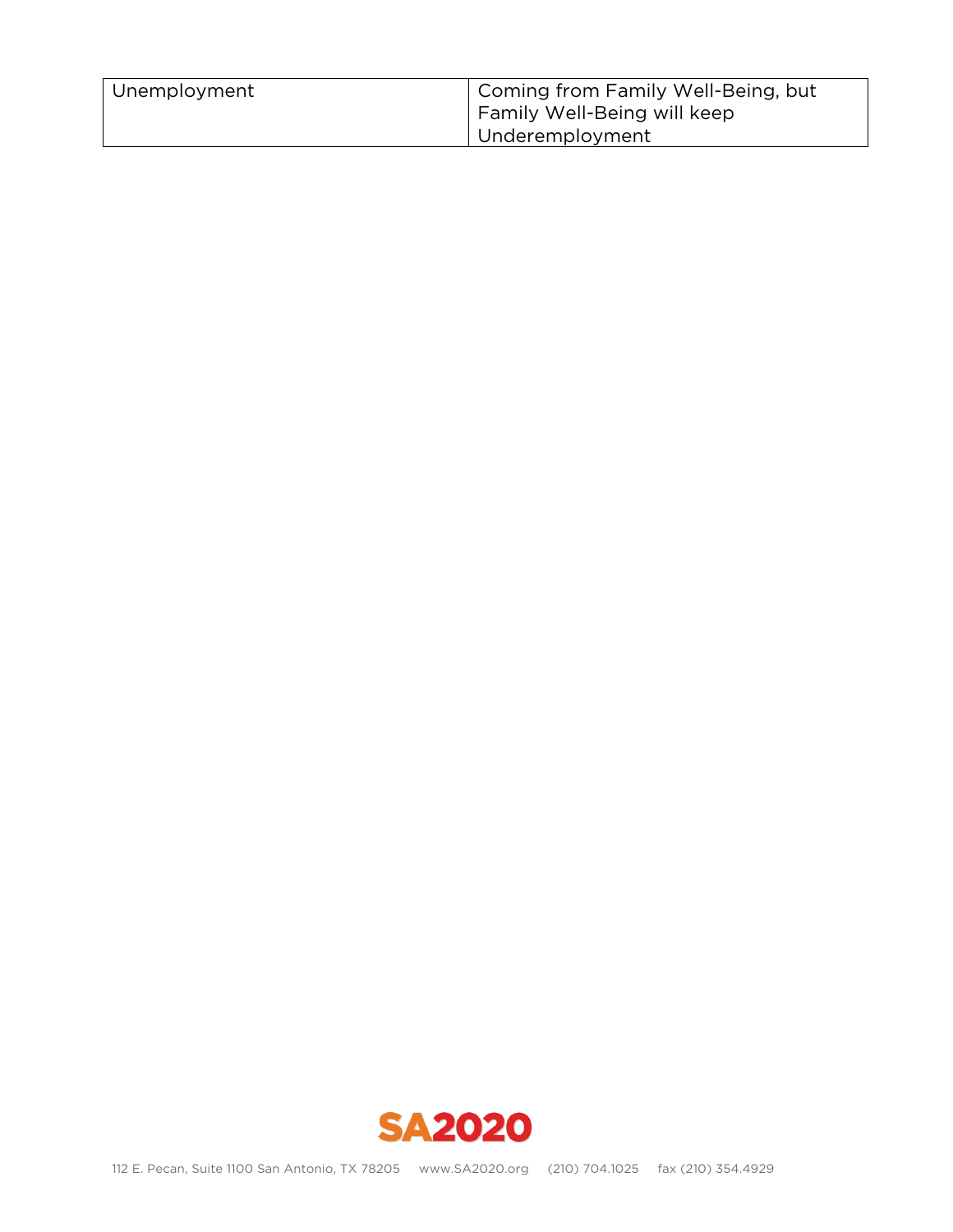| Unemployment | Coming from Family Well-Being, but Family Well-Being will keep Underemployment |
|---|---|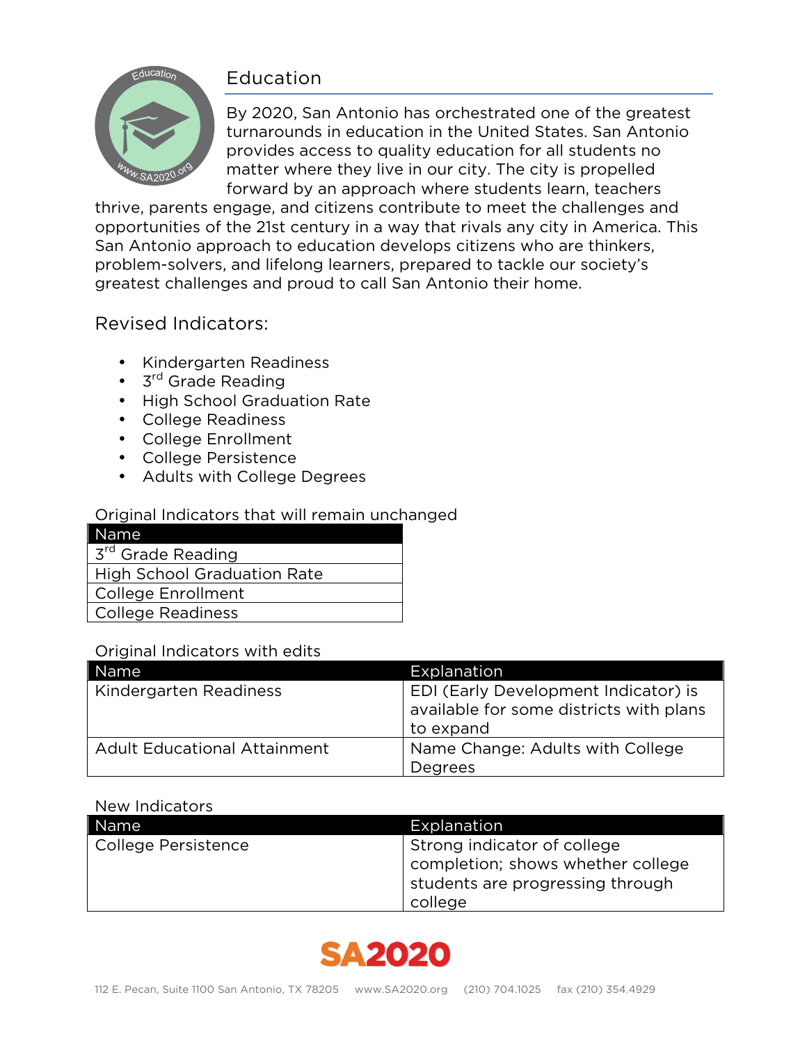# Education

By 2020, San Antonio has orchestrated one of the greatest turnarounds in education in the United States. San Antonio provides access to quality education for all students no matter where they live in our city. The city is propelled forward by an approach where students learn, teachers thrive, parents engage, and citizens contribute to meet the challenges and opportunities of the 21st century in a way that rivals any city in America. This San Antonio approach to education develops citizens who are thinkers, problem-solvers, and lifelong learners, prepared to tackle our society's greatest challenges and proud to call San Antonio their home.

## Revised Indicators:

- Kindergarten Readiness
- 3rd Grade Reading
- High School Graduation Rate
- College Readiness
- College Enrollment
- College Persistence
- Adults with College Degrees

Original Indicators that will remain unchanged

| Name |
|---|
| 3rd Grade Reading |
| High School Graduation Rate |
| College Enrollment |
| College Readiness |

Original Indicators with edits

| Name | Explanation |
|---|---|
| Kindergarten Readiness | EDI (Early Development Indicator) is available for some districts with plans to expand |
| Adult Educational Attainment | Name Change: Adults with College Degrees |

New Indicators

| Name | Explanation |
|---|---|
| College Persistence | Strong indicator of college completion; shows whether college students are progressing through college |

SA2020

112 E. Pecan, Suite 1100 San Antonio, TX 78205 www.SA2020.org (210) 704.1025 fax (210) 354.4929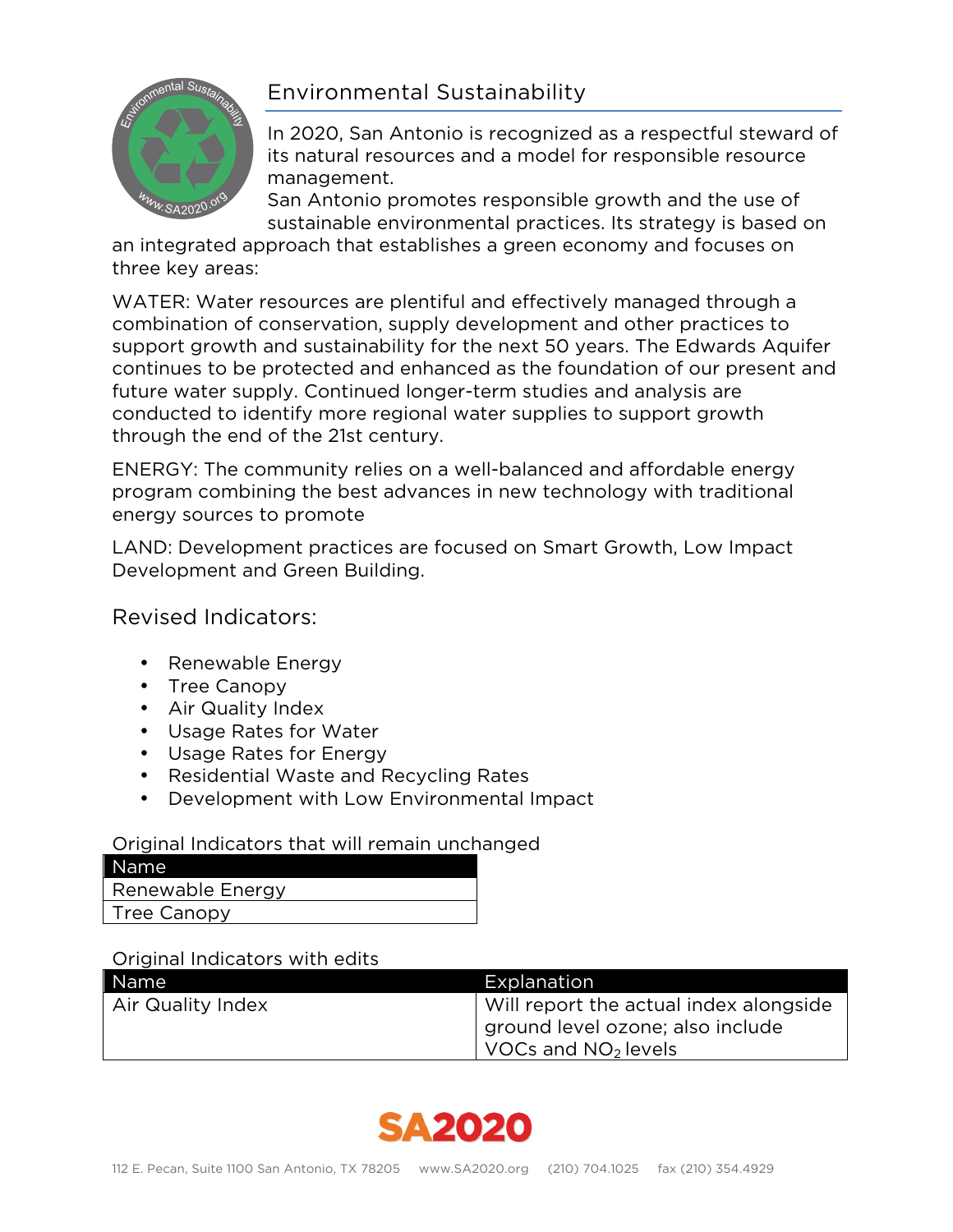## Environmental Sustainability

In 2020, San Antonio is recognized as a respectful steward of its natural resources and a model for responsible resource management.

San Antonio promotes responsible growth and the use of sustainable environmental practices. Its strategy is based on an integrated approach that establishes a green economy and focuses on three key areas:

WATER: Water resources are plentiful and effectively managed through a combination of conservation, supply development and other practices to support growth and sustainability for the next 50 years. The Edwards Aquifer continues to be protected and enhanced as the foundation of our present and future water supply. Continued longer-term studies and analysis are conducted to identify more regional water supplies to support growth through the end of the 21st century.

ENERGY: The community relies on a well-balanced and affordable energy program combining the best advances in new technology with traditional energy sources to promote

LAND: Development practices are focused on Smart Growth, Low Impact Development and Green Building.

### Revised Indicators:

- Renewable Energy
- Tree Canopy
- Air Quality Index
- Usage Rates for Water
- Usage Rates for Energy
- Residential Waste and Recycling Rates
- Development with Low Environmental Impact

Original Indicators that will remain unchanged

| Name |
|---|
| Renewable Energy |
| Tree Canopy |

Original Indicators with edits

| Name | Explanation |
|---|---|
| Air Quality Index | Will report the actual index alongside ground level ozone; also include VOCs and $NO_2$ levels |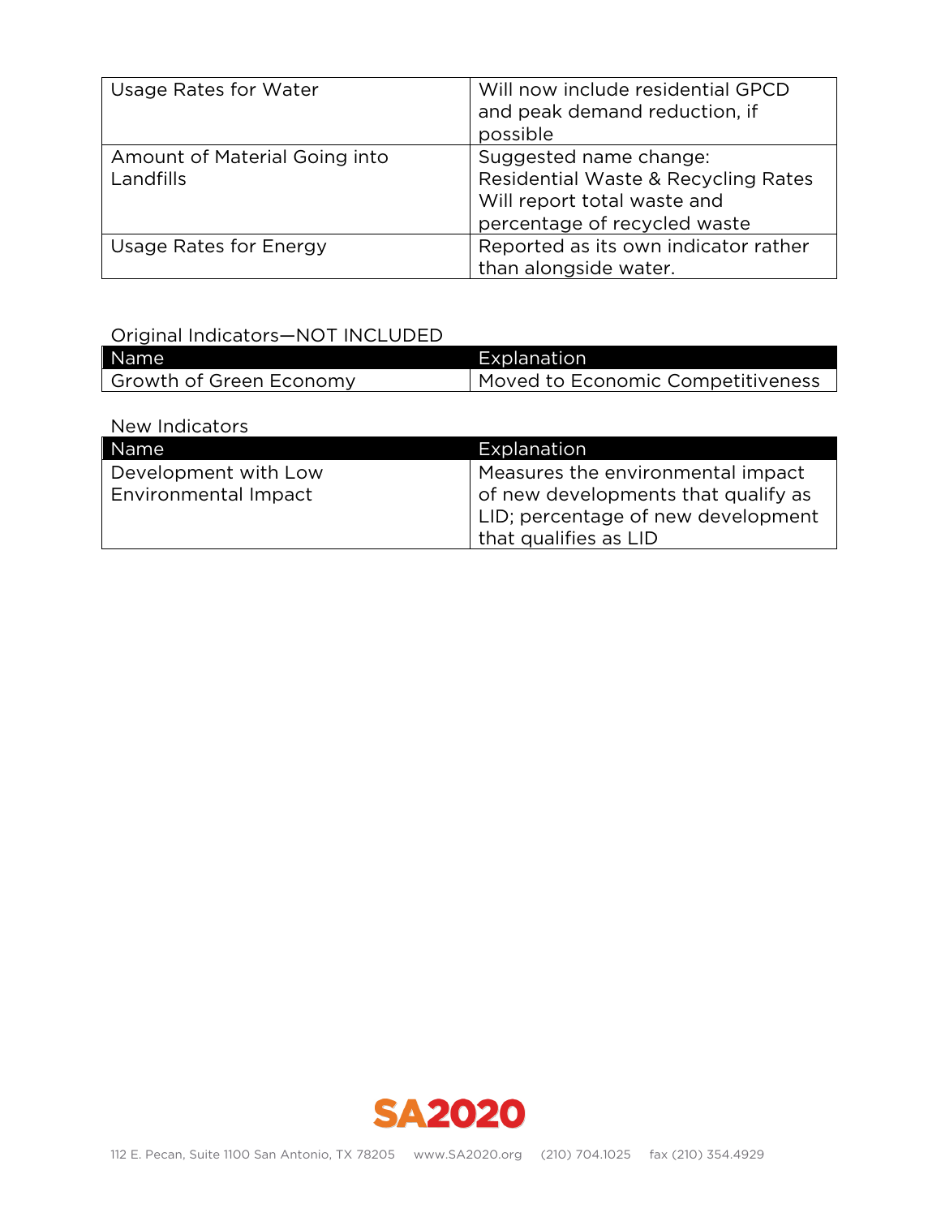| | |
|---|---|
| Usage Rates for Water | Will now include residential GPCD and peak demand reduction, if possible |
| Amount of Material Going into Landfills | Suggested name change: Residential Waste & Recycling Rates Will report total waste and percentage of recycled waste |
| Usage Rates for Energy | Reported as its own indicator rather than alongside water. |

Original Indicators—NOT INCLUDED

| Name | Explanation |
|---|---|
| Growth of Green Economy | Moved to Economic Competitiveness |

New Indicators

| Name | Explanation |
|---|---|
| Development with Low Environmental Impact | Measures the environmental impact of new developments that qualify as LID; percentage of new development that qualifies as LID |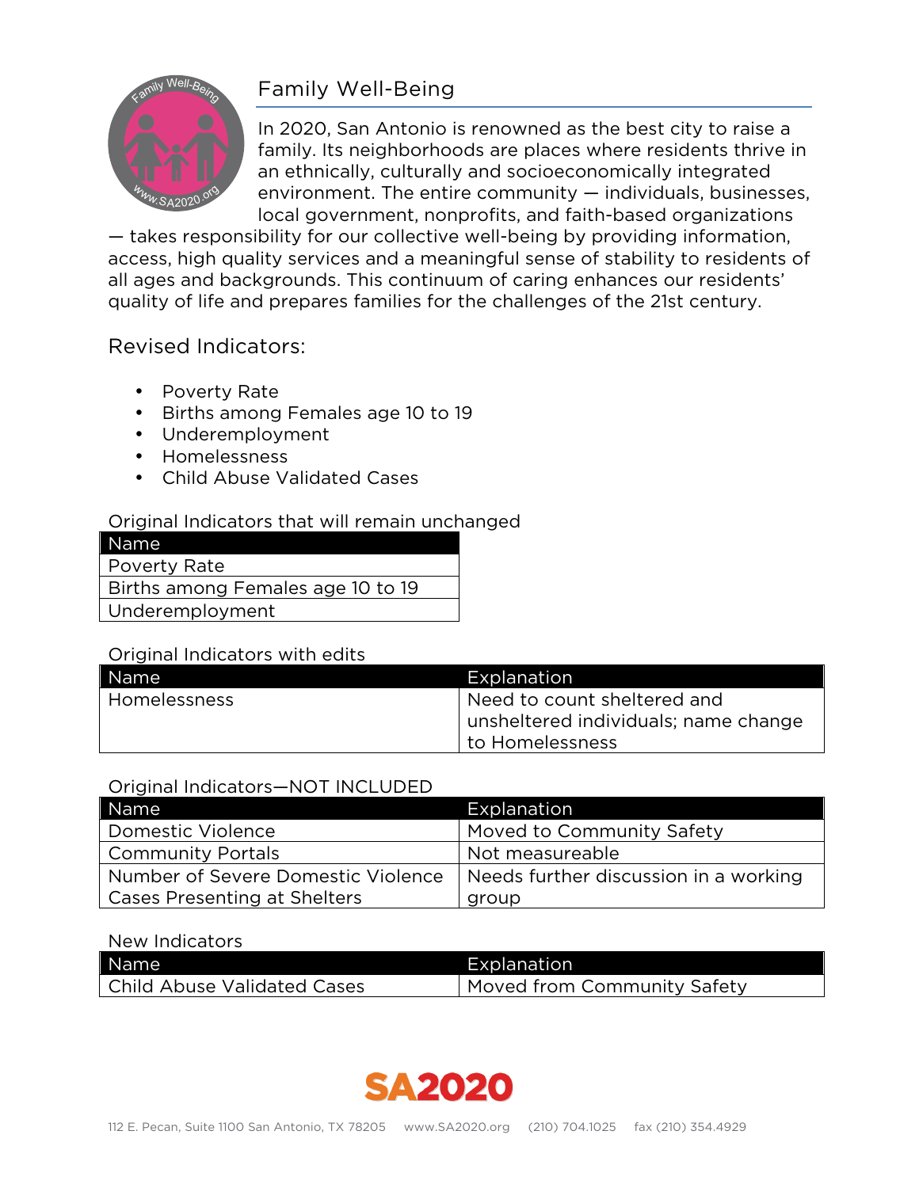# Family Well-Being

In 2020, San Antonio is renowned as the best city to raise a family. Its neighborhoods are places where residents thrive in an ethnically, culturally and socioeconomically integrated environment. The entire community — individuals, businesses, local government, nonprofits, and faith-based organizations — takes responsibility for our collective well-being by providing information, access, high quality services and a meaningful sense of stability to residents of all ages and backgrounds. This continuum of caring enhances our residents' quality of life and prepares families for the challenges of the 21st century.

## Revised Indicators:

- Poverty Rate
- Births among Females age 10 to 19
- Underemployment
- Homelessness
- Child Abuse Validated Cases

Original Indicators that will remain unchanged

| Name |
|---|
| Poverty Rate |
| Births among Females age 10 to 19 |
| Underemployment |

Original Indicators with edits

| Name | Explanation |
|---|---|
| Homelessness | Need to count sheltered and unsheltered individuals; name change to Homelessness |

Original Indicators—NOT INCLUDED

| Name | Explanation |
|---|---|
| Domestic Violence | Moved to Community Safety |
| Community Portals | Not measureable |
| Number of Severe Domestic Violence Cases Presenting at Shelters | Needs further discussion in a working group |

New Indicators

| Name | Explanation |
|---|---|
| Child Abuse Validated Cases | Moved from Community Safety |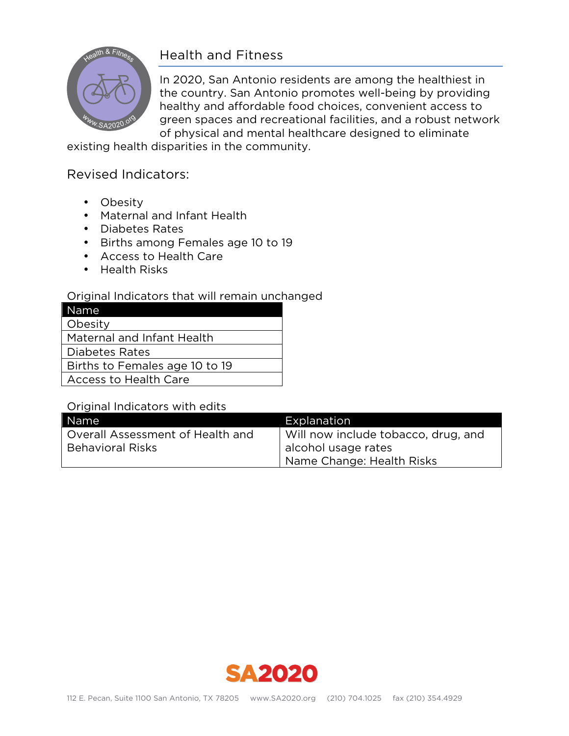## Health and Fitness

In 2020, San Antonio residents are among the healthiest in the country. San Antonio promotes well-being by providing healthy and affordable food choices, convenient access to green spaces and recreational facilities, and a robust network of physical and mental healthcare designed to eliminate existing health disparities in the community.

### Revised Indicators:

- Obesity
- Maternal and Infant Health
- Diabetes Rates
- Births among Females age 10 to 19
- Access to Health Care
- Health Risks

Original Indicators that will remain unchanged

| Name |
|---|
| Obesity |
| Maternal and Infant Health |
| Diabetes Rates |
| Births to Females age 10 to 19 |
| Access to Health Care |

Original Indicators with edits

| Name | Explanation |
|---|---|
| Overall Assessment of Health and Behavioral Risks | Will now include tobacco, drug, and alcohol usage rates<br>Name Change: Health Risks |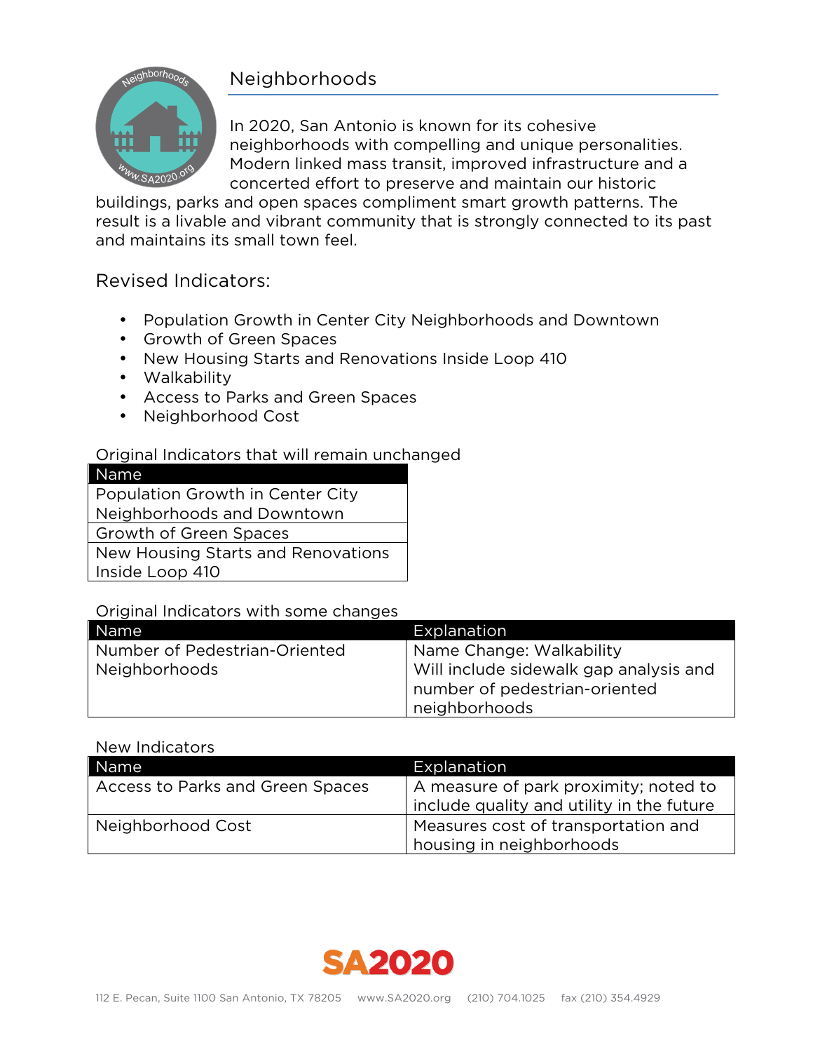## Neighborhoods

In 2020, San Antonio is known for its cohesive neighborhoods with compelling and unique personalities. Modern linked mass transit, improved infrastructure and a concerted effort to preserve and maintain our historic buildings, parks and open spaces compliment smart growth patterns. The result is a livable and vibrant community that is strongly connected to its past and maintains its small town feel.

### Revised Indicators:

- Population Growth in Center City Neighborhoods and Downtown
- Growth of Green Spaces
- New Housing Starts and Renovations Inside Loop 410
- Walkability
- Access to Parks and Green Spaces
- Neighborhood Cost

Original Indicators that will remain unchanged

| Name |
|---|
| Population Growth in Center City Neighborhoods and Downtown |
| Growth of Green Spaces |
| New Housing Starts and Renovations Inside Loop 410 |

Original Indicators with some changes

| Name | Explanation |
|---|---|
| Number of Pedestrian-Oriented Neighborhoods | Name Change: Walkability<br>Will include sidewalk gap analysis and number of pedestrian-oriented neighborhoods |

New Indicators

| Name | Explanation |
|---|---|
| Access to Parks and Green Spaces | A measure of park proximity; noted to include quality and utility in the future |
| Neighborhood Cost | Measures cost of transportation and housing in neighborhoods |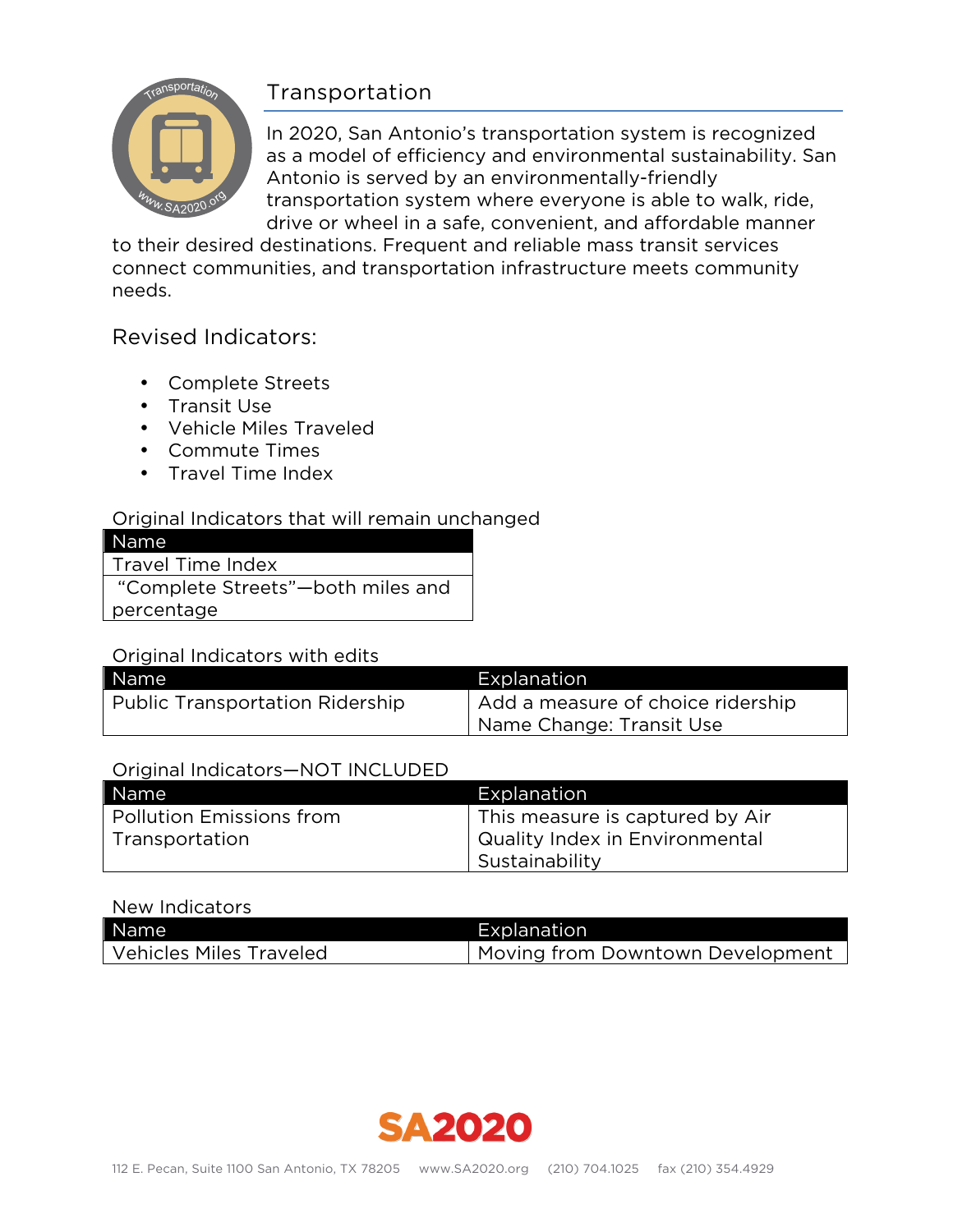## Transportation

In 2020, San Antonio's transportation system is recognized as a model of efficiency and environmental sustainability. San Antonio is served by an environmentally-friendly transportation system where everyone is able to walk, ride, drive or wheel in a safe, convenient, and affordable manner to their desired destinations. Frequent and reliable mass transit services connect communities, and transportation infrastructure meets community needs.

### Revised Indicators:

- Complete Streets
- Transit Use
- Vehicle Miles Traveled
- Commute Times
- Travel Time Index

Original Indicators that will remain unchanged

| Name |
|---|
| Travel Time Index |
| "Complete Streets"—both miles and percentage |

Original Indicators with edits

| Name | Explanation |
|---|---|
| Public Transportation Ridership | Add a measure of choice ridership<br>Name Change: Transit Use |

Original Indicators—NOT INCLUDED

| Name | Explanation |
|---|---|
| Pollution Emissions from Transportation | This measure is captured by Air Quality Index in Environmental Sustainability |

New Indicators

| Name | Explanation |
|---|---|
| Vehicles Miles Traveled | Moving from Downtown Development |